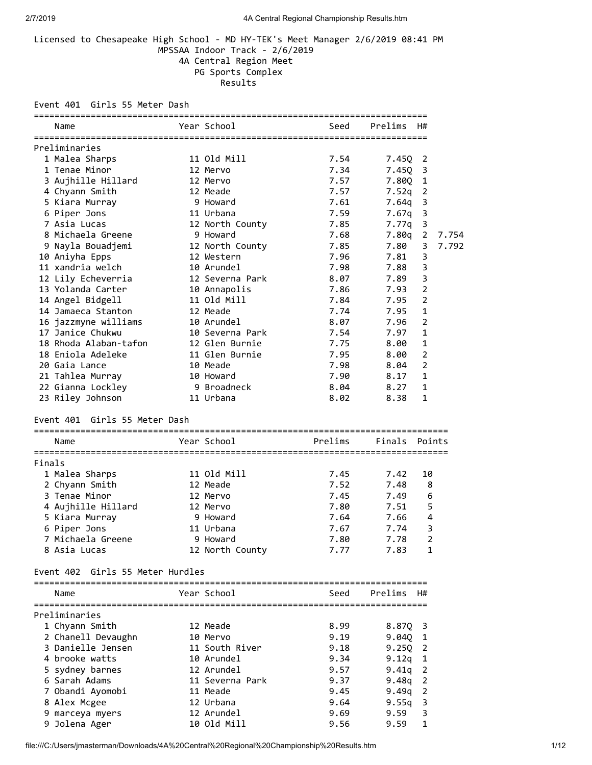Licensed to Chesapeake High School - MD HY-TEK's Meet Manager 2/6/2019 08:41 PM

MPSSAA Indoor Track - 2/6/2019

4A Central Region Meet

PG Sports Complex

Results

## Event 401 Girls 55 Meter Dash

**Preliminaries**

| Place | Name | Year | School | Seed | Prelims | H# | |
|---|---|---|---|---|---|---|---|
| 1 | Malea Sharps | 11 | Old Mill | 7.54 | 7.45Q | 2 | |
| 1 | Tenae Minor | 12 | Mervo | 7.34 | 7.45Q | 3 | |
| 3 | Aujhille Hillard | 12 | Mervo | 7.57 | 7.80Q | 1 | |
| 4 | Chyann Smith | 12 | Meade | 7.57 | 7.52q | 2 | |
| 5 | Kiara Murray | 9 | Howard | 7.61 | 7.64q | 3 | |
| 6 | Piper Jons | 11 | Urbana | 7.59 | 7.67q | 3 | |
| 7 | Asia Lucas | 12 | North County | 7.85 | 7.77q | 3 | |
| 8 | Michaela Greene | 9 | Howard | 7.68 | 7.80q | 2 | 7.754 |
| 9 | Nayla Bouadjemi | 12 | North County | 7.85 | 7.80 | 3 | 7.792 |
| 10 | Aniyha Epps | 12 | Western | 7.96 | 7.81 | 3 | |
| 11 | xandria welch | 10 | Arundel | 7.98 | 7.88 | 3 | |
| 12 | Lily Echeverria | 12 | Severna Park | 8.07 | 7.89 | 3 | |
| 13 | Yolanda Carter | 10 | Annapolis | 7.86 | 7.93 | 2 | |
| 14 | Angel Bidgell | 11 | Old Mill | 7.84 | 7.95 | 2 | |
| 14 | Jamaeca Stanton | 12 | Meade | 7.74 | 7.95 | 1 | |
| 16 | jazzmyne williams | 10 | Arundel | 8.07 | 7.96 | 2 | |
| 17 | Janice Chukwu | 10 | Severna Park | 7.54 | 7.97 | 1 | |
| 18 | Rhoda Alaban-tafon | 12 | Glen Burnie | 7.75 | 8.00 | 1 | |
| 18 | Eniola Adeleke | 11 | Glen Burnie | 7.95 | 8.00 | 2 | |
| 20 | Gaia Lance | 10 | Meade | 7.98 | 8.04 | 2 | |
| 21 | Tahlea Murray | 10 | Howard | 7.90 | 8.17 | 1 | |
| 22 | Gianna Lockley | 9 | Broadneck | 8.04 | 8.27 | 1 | |
| 23 | Riley Johnson | 11 | Urbana | 8.02 | 8.38 | 1 | |

## Event 401 Girls 55 Meter Dash

**Finals**

| Place | Name | Year | School | Prelims | Finals | Points |
|---|---|---|---|---|---|---|
| 1 | Malea Sharps | 11 | Old Mill | 7.45 | 7.42 | 10 |
| 2 | Chyann Smith | 12 | Meade | 7.52 | 7.48 | 8 |
| 3 | Tenae Minor | 12 | Mervo | 7.45 | 7.49 | 6 |
| 4 | Aujhille Hillard | 12 | Mervo | 7.80 | 7.51 | 5 |
| 5 | Kiara Murray | 9 | Howard | 7.64 | 7.66 | 4 |
| 6 | Piper Jons | 11 | Urbana | 7.67 | 7.74 | 3 |
| 7 | Michaela Greene | 9 | Howard | 7.80 | 7.78 | 2 |
| 8 | Asia Lucas | 12 | North County | 7.77 | 7.83 | 1 |

## Event 402 Girls 55 Meter Hurdles

**Preliminaries**

| Place | Name | Year | School | Seed | Prelims | H# |
|---|---|---|---|---|---|---|
| 1 | Chyann Smith | 12 | Meade | 8.99 | 8.87Q | 3 |
| 2 | Chanell Devaughn | 10 | Mervo | 9.19 | 9.04Q | 1 |
| 3 | Danielle Jensen | 11 | South River | 9.18 | 9.25Q | 2 |
| 4 | brooke watts | 10 | Arundel | 9.34 | 9.12q | 1 |
| 5 | sydney barnes | 12 | Arundel | 9.57 | 9.41q | 2 |
| 6 | Sarah Adams | 11 | Severna Park | 9.37 | 9.48q | 2 |
| 7 | Obandi Ayomobi | 11 | Meade | 9.45 | 9.49q | 2 |
| 8 | Alex Mcgee | 12 | Urbana | 9.64 | 9.55q | 3 |
| 9 | marceya myers | 12 | Arundel | 9.69 | 9.59 | 3 |
| 9 | Jolena Ager | 10 | Old Mill | 9.56 | 9.59 | 1 |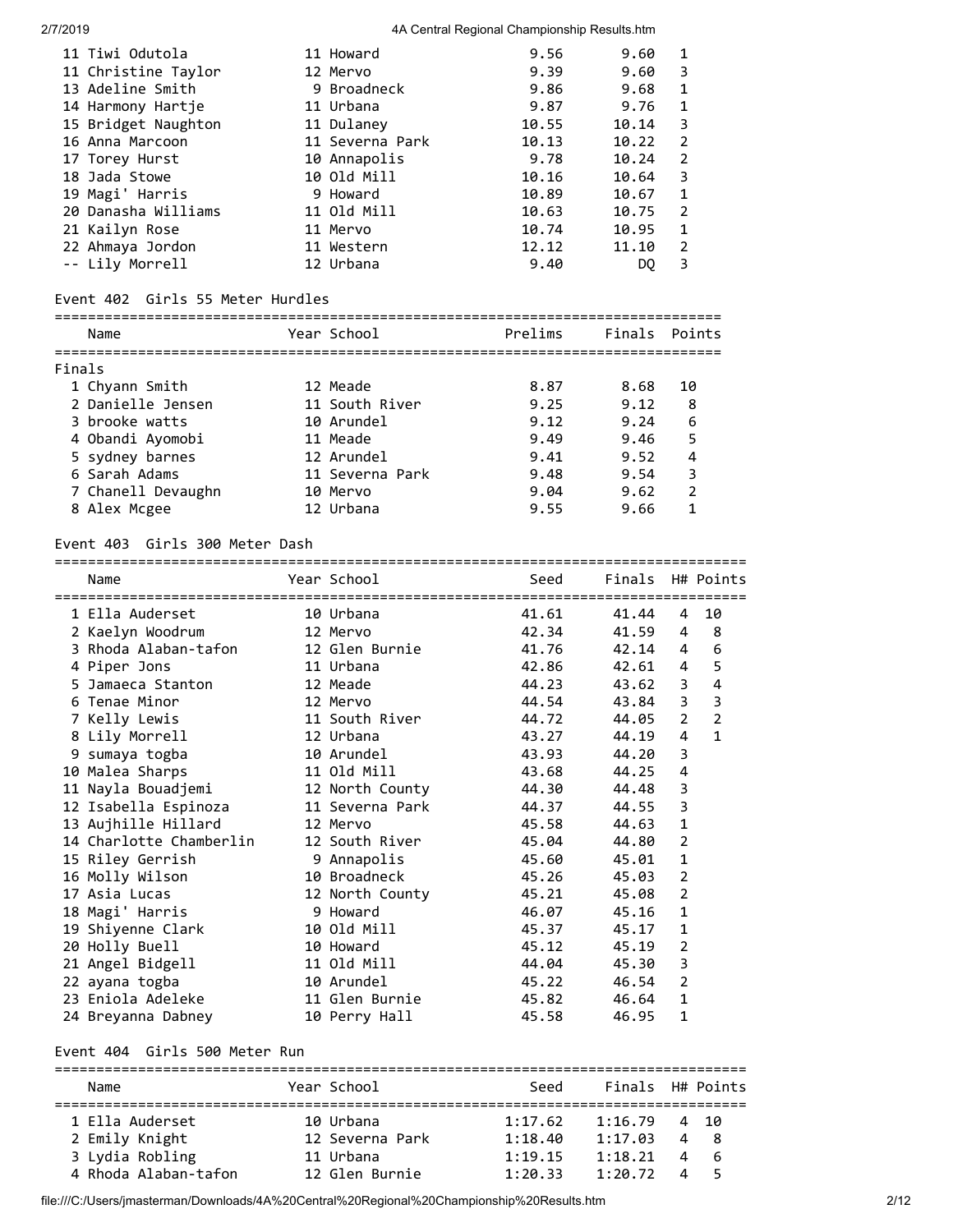| Place | Name | Year | School | Prelims | Finals | H# |
|---|---|---|---|---|---|---|
| 11 | Tiwi Odutola | 11 | Howard | 9.56 | 9.60 | 1 |
| 11 | Christine Taylor | 12 | Mervo | 9.39 | 9.60 | 3 |
| 13 | Adeline Smith | 9 | Broadneck | 9.86 | 9.68 | 1 |
| 14 | Harmony Hartje | 11 | Urbana | 9.87 | 9.76 | 1 |
| 15 | Bridget Naughton | 11 | Dulaney | 10.55 | 10.14 | 3 |
| 16 | Anna Marcoon | 11 | Severna Park | 10.13 | 10.22 | 2 |
| 17 | Torey Hurst | 10 | Annapolis | 9.78 | 10.24 | 2 |
| 18 | Jada Stowe | 10 | Old Mill | 10.16 | 10.64 | 3 |
| 19 | Magi' Harris | 9 | Howard | 10.89 | 10.67 | 1 |
| 20 | Danasha Williams | 11 | Old Mill | 10.63 | 10.75 | 2 |
| 21 | Kailyn Rose | 11 | Mervo | 10.74 | 10.95 | 1 |
| 22 | Ahmaya Jordon | 11 | Western | 12.12 | 11.10 | 2 |
| -- | Lily Morrell | 12 | Urbana | 9.40 | DQ | 3 |

## Event 402 Girls 55 Meter Hurdles

Finals

| Place | Name | Year | School | Prelims | Finals | Points |
|---|---|---|---|---|---|---|
| 1 | Chyann Smith | 12 | Meade | 8.87 | 8.68 | 10 |
| 2 | Danielle Jensen | 11 | South River | 9.25 | 9.12 | 8 |
| 3 | brooke watts | 10 | Arundel | 9.12 | 9.24 | 6 |
| 4 | Obandi Ayomobi | 11 | Meade | 9.49 | 9.46 | 5 |
| 5 | sydney barnes | 12 | Arundel | 9.41 | 9.52 | 4 |
| 6 | Sarah Adams | 11 | Severna Park | 9.48 | 9.54 | 3 |
| 7 | Chanell Devaughn | 10 | Mervo | 9.04 | 9.62 | 2 |
| 8 | Alex Mcgee | 12 | Urbana | 9.55 | 9.66 | 1 |

## Event 403 Girls 300 Meter Dash

| Place | Name | Year | School | Seed | Finals | H# | Points |
|---|---|---|---|---|---|---|---|
| 1 | Ella Auderset | 10 | Urbana | 41.61 | 41.44 | 4 | 10 |
| 2 | Kaelyn Woodrum | 12 | Mervo | 42.34 | 41.59 | 4 | 8 |
| 3 | Rhoda Alaban-tafon | 12 | Glen Burnie | 41.76 | 42.14 | 4 | 6 |
| 4 | Piper Jons | 11 | Urbana | 42.86 | 42.61 | 4 | 5 |
| 5 | Jamaeca Stanton | 12 | Meade | 44.23 | 43.62 | 3 | 4 |
| 6 | Tenae Minor | 12 | Mervo | 44.54 | 43.84 | 3 | 3 |
| 7 | Kelly Lewis | 11 | South River | 44.72 | 44.05 | 2 | 2 |
| 8 | Lily Morrell | 12 | Urbana | 43.27 | 44.19 | 4 | 1 |
| 9 | sumaya togba | 10 | Arundel | 43.93 | 44.20 | 3 | |
| 10 | Malea Sharps | 11 | Old Mill | 43.68 | 44.25 | 4 | |
| 11 | Nayla Bouadjemi | 12 | North County | 44.30 | 44.48 | 3 | |
| 12 | Isabella Espinoza | 11 | Severna Park | 44.37 | 44.55 | 3 | |
| 13 | Aujhille Hillard | 12 | Mervo | 45.58 | 44.63 | 1 | |
| 14 | Charlotte Chamberlin | 12 | South River | 45.04 | 44.80 | 2 | |
| 15 | Riley Gerrish | 9 | Annapolis | 45.60 | 45.01 | 1 | |
| 16 | Molly Wilson | 10 | Broadneck | 45.26 | 45.03 | 2 | |
| 17 | Asia Lucas | 12 | North County | 45.21 | 45.08 | 2 | |
| 18 | Magi' Harris | 9 | Howard | 46.07 | 45.16 | 1 | |
| 19 | Shiyenne Clark | 10 | Old Mill | 45.37 | 45.17 | 1 | |
| 20 | Holly Buell | 10 | Howard | 45.12 | 45.19 | 2 | |
| 21 | Angel Bidgell | 11 | Old Mill | 44.04 | 45.30 | 3 | |
| 22 | ayana togba | 10 | Arundel | 45.22 | 46.54 | 2 | |
| 23 | Eniola Adeleke | 11 | Glen Burnie | 45.82 | 46.64 | 1 | |
| 24 | Breyanna Dabney | 10 | Perry Hall | 45.58 | 46.95 | 1 | |

## Event 404 Girls 500 Meter Run

| Place | Name | Year | School | Seed | Finals | H# | Points |
|---|---|---|---|---|---|---|---|
| 1 | Ella Auderset | 10 | Urbana | 1:17.62 | 1:16.79 | 4 | 10 |
| 2 | Emily Knight | 12 | Severna Park | 1:18.40 | 1:17.03 | 4 | 8 |
| 3 | Lydia Robling | 11 | Urbana | 1:19.15 | 1:18.21 | 4 | 6 |
| 4 | Rhoda Alaban-tafon | 12 | Glen Burnie | 1:20.33 | 1:20.72 | 4 | 5 |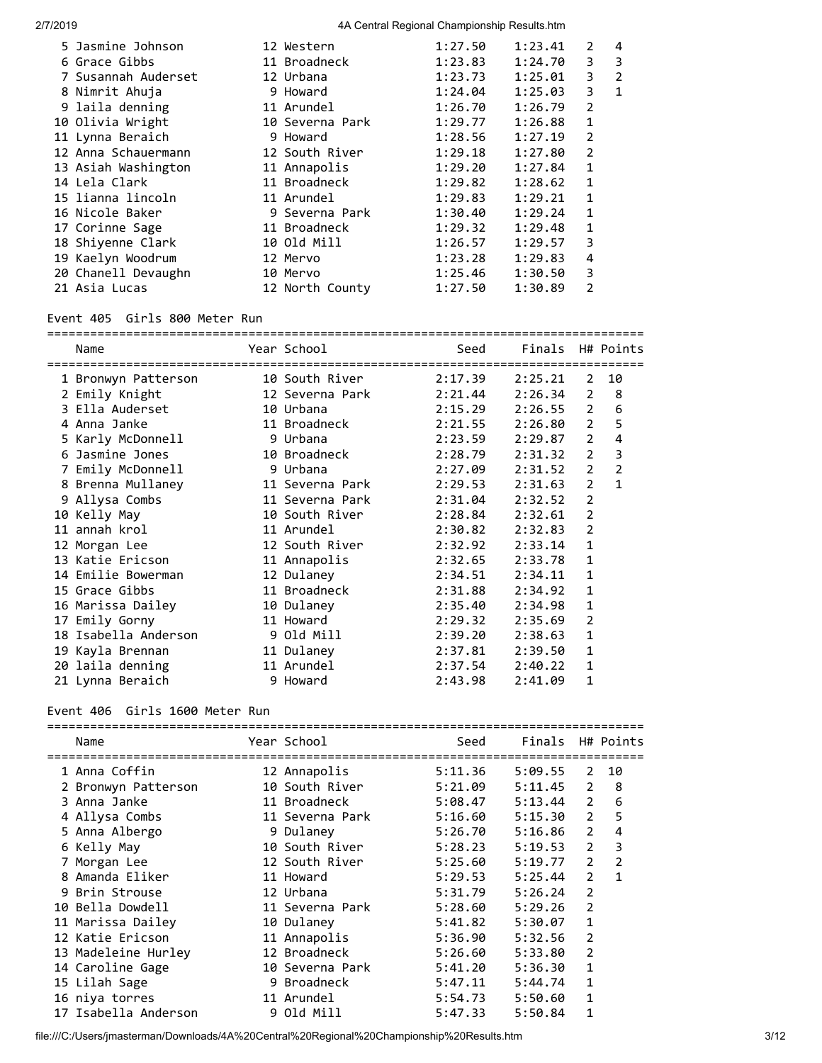| Place | Name | Year | School | Seed | Finals | H# | Points |
|---|---|---|---|---|---|---|---|
| 5 | Jasmine Johnson | 12 | Western | 1:27.50 | 1:23.41 | 2 | 4 |
| 6 | Grace Gibbs | 11 | Broadneck | 1:23.83 | 1:24.70 | 3 | 3 |
| 7 | Susannah Auderset | 12 | Urbana | 1:23.73 | 1:25.01 | 3 | 2 |
| 8 | Nimrit Ahuja | 9 | Howard | 1:24.04 | 1:25.03 | 3 | 1 |
| 9 | laila denning | 11 | Arundel | 1:26.70 | 1:26.79 | 2 | |
| 10 | Olivia Wright | 10 | Severna Park | 1:29.77 | 1:26.88 | 1 | |
| 11 | Lynna Beraich | 9 | Howard | 1:28.56 | 1:27.19 | 2 | |
| 12 | Anna Schauermann | 12 | South River | 1:29.18 | 1:27.80 | 2 | |
| 13 | Asiah Washington | 11 | Annapolis | 1:29.20 | 1:27.84 | 1 | |
| 14 | Lela Clark | 11 | Broadneck | 1:29.82 | 1:28.62 | 1 | |
| 15 | lianna lincoln | 11 | Arundel | 1:29.83 | 1:29.21 | 1 | |
| 16 | Nicole Baker | 9 | Severna Park | 1:30.40 | 1:29.24 | 1 | |
| 17 | Corinne Sage | 11 | Broadneck | 1:29.32 | 1:29.48 | 1 | |
| 18 | Shiyenne Clark | 10 | Old Mill | 1:26.57 | 1:29.57 | 3 | |
| 19 | Kaelyn Woodrum | 12 | Mervo | 1:23.28 | 1:29.83 | 4 | |
| 20 | Chanell Devaughn | 10 | Mervo | 1:25.46 | 1:30.50 | 3 | |
| 21 | Asia Lucas | 12 | North County | 1:27.50 | 1:30.89 | 2 | |

Event 405  Girls 800 Meter Run

| Place | Name | Year | School | Seed | Finals | H# | Points |
|---|---|---|---|---|---|---|---|
| 1 | Bronwyn Patterson | 10 | South River | 2:17.39 | 2:25.21 | 2 | 10 |
| 2 | Emily Knight | 12 | Severna Park | 2:21.44 | 2:26.34 | 2 | 8 |
| 3 | Ella Auderset | 10 | Urbana | 2:15.29 | 2:26.55 | 2 | 6 |
| 4 | Anna Janke | 11 | Broadneck | 2:21.55 | 2:26.80 | 2 | 5 |
| 5 | Karly McDonnell | 9 | Urbana | 2:23.59 | 2:29.87 | 2 | 4 |
| 6 | Jasmine Jones | 10 | Broadneck | 2:28.79 | 2:31.32 | 2 | 3 |
| 7 | Emily McDonnell | 9 | Urbana | 2:27.09 | 2:31.52 | 2 | 2 |
| 8 | Brenna Mullaney | 11 | Severna Park | 2:29.53 | 2:31.63 | 2 | 1 |
| 9 | Allysa Combs | 11 | Severna Park | 2:31.04 | 2:32.52 | 2 | |
| 10 | Kelly May | 10 | South River | 2:28.84 | 2:32.61 | 2 | |
| 11 | annah krol | 11 | Arundel | 2:30.82 | 2:32.83 | 2 | |
| 12 | Morgan Lee | 12 | South River | 2:32.92 | 2:33.14 | 1 | |
| 13 | Katie Ericson | 11 | Annapolis | 2:32.65 | 2:33.78 | 1 | |
| 14 | Emilie Bowerman | 12 | Dulaney | 2:34.51 | 2:34.11 | 1 | |
| 15 | Grace Gibbs | 11 | Broadneck | 2:31.88 | 2:34.92 | 1 | |
| 16 | Marissa Dailey | 10 | Dulaney | 2:35.40 | 2:34.98 | 1 | |
| 17 | Emily Gorny | 11 | Howard | 2:29.32 | 2:35.69 | 2 | |
| 18 | Isabella Anderson | 9 | Old Mill | 2:39.20 | 2:38.63 | 1 | |
| 19 | Kayla Brennan | 11 | Dulaney | 2:37.81 | 2:39.50 | 1 | |
| 20 | laila denning | 11 | Arundel | 2:37.54 | 2:40.22 | 1 | |
| 21 | Lynna Beraich | 9 | Howard | 2:43.98 | 2:41.09 | 1 | |

Event 406  Girls 1600 Meter Run

| Place | Name | Year | School | Seed | Finals | H# | Points |
|---|---|---|---|---|---|---|---|
| 1 | Anna Coffin | 12 | Annapolis | 5:11.36 | 5:09.55 | 2 | 10 |
| 2 | Bronwyn Patterson | 10 | South River | 5:21.09 | 5:11.45 | 2 | 8 |
| 3 | Anna Janke | 11 | Broadneck | 5:08.47 | 5:13.44 | 2 | 6 |
| 4 | Allysa Combs | 11 | Severna Park | 5:16.60 | 5:15.30 | 2 | 5 |
| 5 | Anna Albergo | 9 | Dulaney | 5:26.70 | 5:16.86 | 2 | 4 |
| 6 | Kelly May | 10 | South River | 5:28.23 | 5:19.53 | 2 | 3 |
| 7 | Morgan Lee | 12 | South River | 5:25.60 | 5:19.77 | 2 | 2 |
| 8 | Amanda Eliker | 11 | Howard | 5:29.53 | 5:25.44 | 2 | 1 |
| 9 | Brin Strouse | 12 | Urbana | 5:31.79 | 5:26.24 | 2 | |
| 10 | Bella Dowdell | 11 | Severna Park | 5:28.60 | 5:29.26 | 2 | |
| 11 | Marissa Dailey | 10 | Dulaney | 5:41.82 | 5:30.07 | 1 | |
| 12 | Katie Ericson | 11 | Annapolis | 5:36.90 | 5:32.56 | 2 | |
| 13 | Madeleine Hurley | 12 | Broadneck | 5:26.60 | 5:33.80 | 2 | |
| 14 | Caroline Gage | 10 | Severna Park | 5:41.20 | 5:36.30 | 1 | |
| 15 | Lilah Sage | 9 | Broadneck | 5:47.11 | 5:44.74 | 1 | |
| 16 | niya torres | 11 | Arundel | 5:54.73 | 5:50.60 | 1 | |
| 17 | Isabella Anderson | 9 | Old Mill | 5:47.33 | 5:50.84 | 1 | |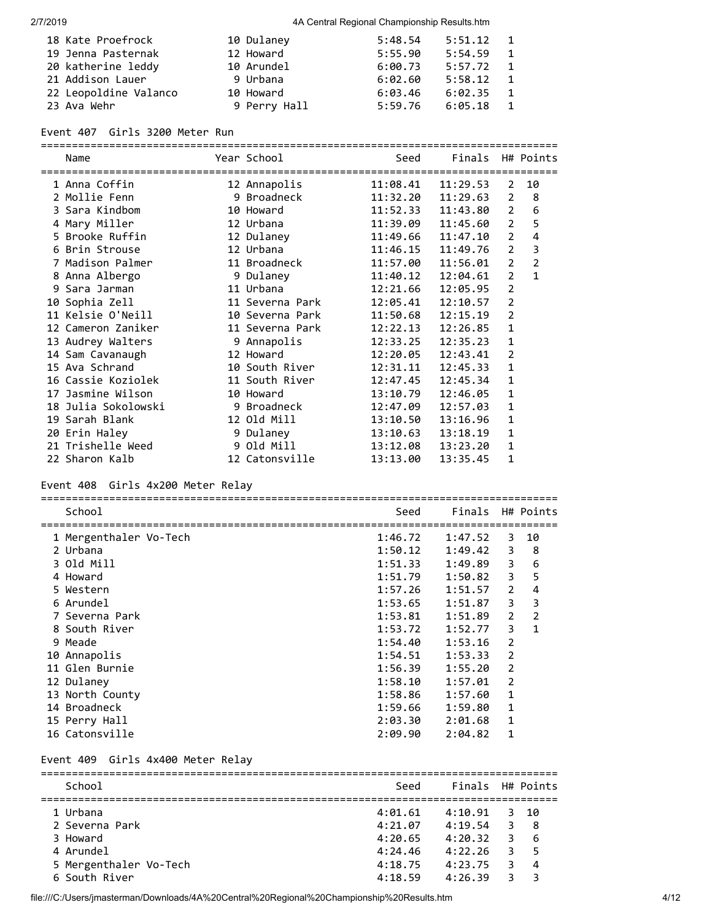| Place | Name | Year | School | Seed | Finals | H# | Points |
|---|---|---|---|---|---|---|---|
| 18 | Kate Proefrock | 10 | Dulaney | 5:48.54 | 5:51.12 | 1 | |
| 19 | Jenna Pasternak | 12 | Howard | 5:55.90 | 5:54.59 | 1 | |
| 20 | katherine leddy | 10 | Arundel | 6:00.73 | 5:57.72 | 1 | |
| 21 | Addison Lauer | 9 | Urbana | 6:02.60 | 5:58.12 | 1 | |
| 22 | Leopoldine Valanco | 10 | Howard | 6:03.46 | 6:02.35 | 1 | |
| 23 | Ava Wehr | 9 | Perry Hall | 5:59.76 | 6:05.18 | 1 | |

## Event 407 Girls 3200 Meter Run

| Place | Name | Year | School | Seed | Finals | H# | Points |
|---|---|---|---|---|---|---|---|
| 1 | Anna Coffin | 12 | Annapolis | 11:08.41 | 11:29.53 | 2 | 10 |
| 2 | Mollie Fenn | 9 | Broadneck | 11:32.20 | 11:29.63 | 2 | 8 |
| 3 | Sara Kindbom | 10 | Howard | 11:52.33 | 11:43.80 | 2 | 6 |
| 4 | Mary Miller | 12 | Urbana | 11:39.09 | 11:45.60 | 2 | 5 |
| 5 | Brooke Ruffin | 12 | Dulaney | 11:49.66 | 11:47.10 | 2 | 4 |
| 6 | Brin Strouse | 12 | Urbana | 11:46.15 | 11:49.76 | 2 | 3 |
| 7 | Madison Palmer | 11 | Broadneck | 11:57.00 | 11:56.01 | 2 | 2 |
| 8 | Anna Albergo | 9 | Dulaney | 11:40.12 | 12:04.61 | 2 | 1 |
| 9 | Sara Jarman | 11 | Urbana | 12:21.66 | 12:05.95 | 2 | |
| 10 | Sophia Zell | 11 | Severna Park | 12:05.41 | 12:10.57 | 2 | |
| 11 | Kelsie O'Neill | 10 | Severna Park | 11:50.68 | 12:15.19 | 2 | |
| 12 | Cameron Zaniker | 11 | Severna Park | 12:22.13 | 12:26.85 | 1 | |
| 13 | Audrey Walters | 9 | Annapolis | 12:33.25 | 12:35.23 | 1 | |
| 14 | Sam Cavanaugh | 12 | Howard | 12:20.05 | 12:43.41 | 2 | |
| 15 | Ava Schrand | 10 | South River | 12:31.11 | 12:45.33 | 1 | |
| 16 | Cassie Koziolek | 11 | South River | 12:47.45 | 12:45.34 | 1 | |
| 17 | Jasmine Wilson | 10 | Howard | 13:10.79 | 12:46.05 | 1 | |
| 18 | Julia Sokolowski | 9 | Broadneck | 12:47.09 | 12:57.03 | 1 | |
| 19 | Sarah Blank | 12 | Old Mill | 13:10.50 | 13:16.96 | 1 | |
| 20 | Erin Haley | 9 | Dulaney | 13:10.63 | 13:18.19 | 1 | |
| 21 | Trishelle Weed | 9 | Old Mill | 13:12.08 | 13:23.20 | 1 | |
| 22 | Sharon Kalb | 12 | Catonsville | 13:13.00 | 13:35.45 | 1 | |

## Event 408 Girls 4x200 Meter Relay

| Place | School | Seed | Finals | H# | Points |
|---|---|---|---|---|---|
| 1 | Mergenthaler Vo-Tech | 1:46.72 | 1:47.52 | 3 | 10 |
| 2 | Urbana | 1:50.12 | 1:49.42 | 3 | 8 |
| 3 | Old Mill | 1:51.33 | 1:49.89 | 3 | 6 |
| 4 | Howard | 1:51.79 | 1:50.82 | 3 | 5 |
| 5 | Western | 1:57.26 | 1:51.57 | 2 | 4 |
| 6 | Arundel | 1:53.65 | 1:51.87 | 3 | 3 |
| 7 | Severna Park | 1:53.81 | 1:51.89 | 2 | 2 |
| 8 | South River | 1:53.72 | 1:52.77 | 3 | 1 |
| 9 | Meade | 1:54.40 | 1:53.16 | 2 | |
| 10 | Annapolis | 1:54.51 | 1:53.33 | 2 | |
| 11 | Glen Burnie | 1:56.39 | 1:55.20 | 2 | |
| 12 | Dulaney | 1:58.10 | 1:57.01 | 2 | |
| 13 | North County | 1:58.86 | 1:57.60 | 1 | |
| 14 | Broadneck | 1:59.66 | 1:59.80 | 1 | |
| 15 | Perry Hall | 2:03.30 | 2:01.68 | 1 | |
| 16 | Catonsville | 2:09.90 | 2:04.82 | 1 | |

## Event 409 Girls 4x400 Meter Relay

| Place | School | Seed | Finals | H# | Points |
|---|---|---|---|---|---|
| 1 | Urbana | 4:01.61 | 4:10.91 | 3 | 10 |
| 2 | Severna Park | 4:21.07 | 4:19.54 | 3 | 8 |
| 3 | Howard | 4:20.65 | 4:20.32 | 3 | 6 |
| 4 | Arundel | 4:24.46 | 4:22.26 | 3 | 5 |
| 5 | Mergenthaler Vo-Tech | 4:18.75 | 4:23.75 | 3 | 4 |
| 6 | South River | 4:18.59 | 4:26.39 | 3 | 3 |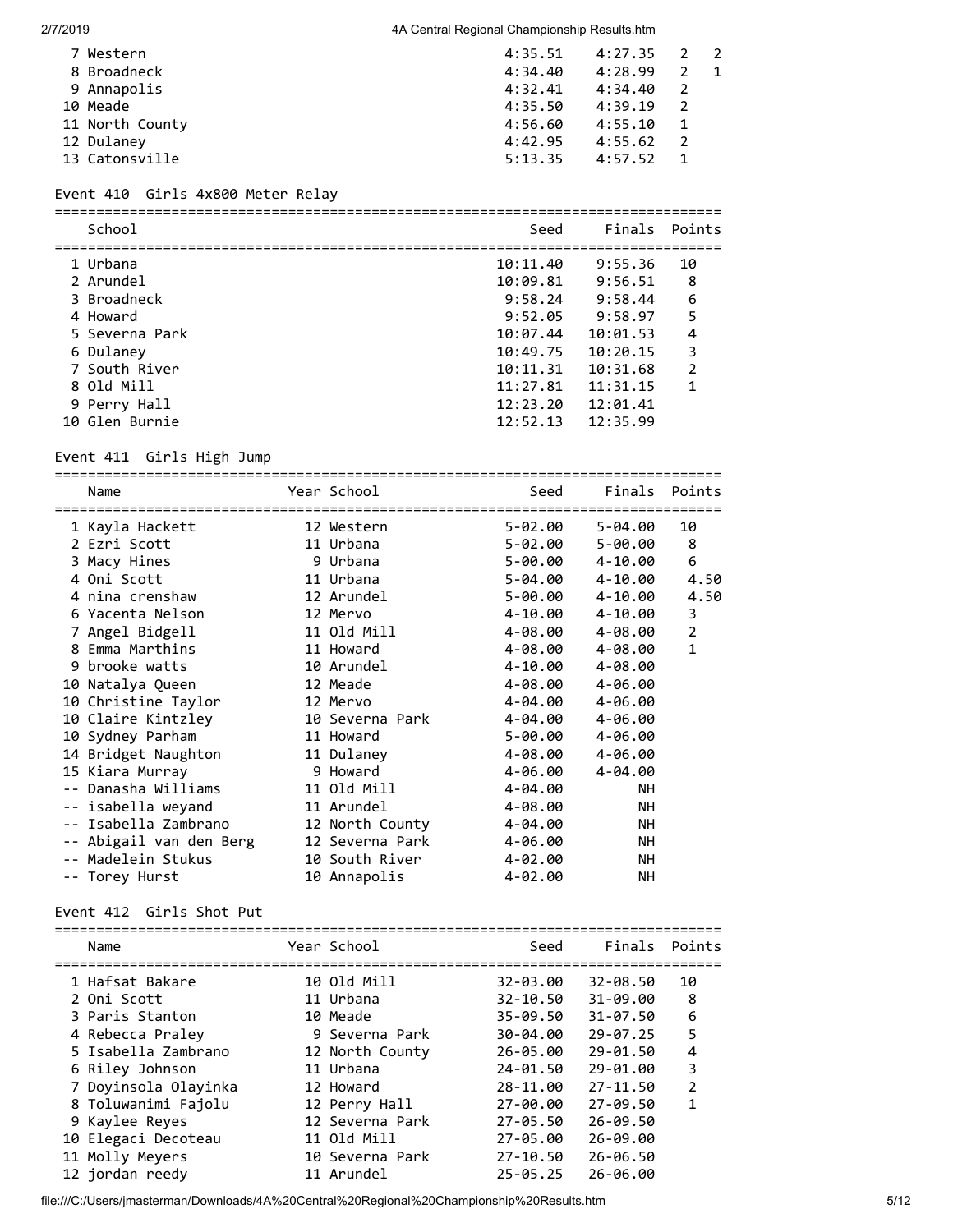| | School | Seed | Finals | H# | Points |
|---|---|---|---|---|---|
| 7 | Western | 4:35.51 | 4:27.35 | 2 | 2 |
| 8 | Broadneck | 4:34.40 | 4:28.99 | 2 | 1 |
| 9 | Annapolis | 4:32.41 | 4:34.40 | 2 | |
| 10 | Meade | 4:35.50 | 4:39.19 | 2 | |
| 11 | North County | 4:56.60 | 4:55.10 | 1 | |
| 12 | Dulaney | 4:42.95 | 4:55.62 | 2 | |
| 13 | Catonsville | 5:13.35 | 4:57.52 | 1 | |

### Event 410 Girls 4x800 Meter Relay

| | School | Seed | Finals | Points |
|---|---|---|---|---|
| 1 | Urbana | 10:11.40 | 9:55.36 | 10 |
| 2 | Arundel | 10:09.81 | 9:56.51 | 8 |
| 3 | Broadneck | 9:58.24 | 9:58.44 | 6 |
| 4 | Howard | 9:52.05 | 9:58.97 | 5 |
| 5 | Severna Park | 10:07.44 | 10:01.53 | 4 |
| 6 | Dulaney | 10:49.75 | 10:20.15 | 3 |
| 7 | South River | 10:11.31 | 10:31.68 | 2 |
| 8 | Old Mill | 11:27.81 | 11:31.15 | 1 |
| 9 | Perry Hall | 12:23.20 | 12:01.41 | |
| 10 | Glen Burnie | 12:52.13 | 12:35.99 | |

### Event 411 Girls High Jump

| | Name | Year | School | Seed | Finals | Points |
|---|---|---|---|---|---|---|
| 1 | Kayla Hackett | 12 | Western | 5-02.00 | 5-04.00 | 10 |
| 2 | Ezri Scott | 11 | Urbana | 5-02.00 | 5-00.00 | 8 |
| 3 | Macy Hines | 9 | Urbana | 5-00.00 | 4-10.00 | 6 |
| 4 | Oni Scott | 11 | Urbana | 5-04.00 | 4-10.00 | 4.50 |
| 4 | nina crenshaw | 12 | Arundel | 5-00.00 | 4-10.00 | 4.50 |
| 6 | Yacenta Nelson | 12 | Mervo | 4-10.00 | 4-10.00 | 3 |
| 7 | Angel Bidgell | 11 | Old Mill | 4-08.00 | 4-08.00 | 2 |
| 8 | Emma Marthins | 11 | Howard | 4-08.00 | 4-08.00 | 1 |
| 9 | brooke watts | 10 | Arundel | 4-10.00 | 4-08.00 | |
| 10 | Natalya Queen | 12 | Meade | 4-08.00 | 4-06.00 | |
| 10 | Christine Taylor | 12 | Mervo | 4-04.00 | 4-06.00 | |
| 10 | Claire Kintzley | 10 | Severna Park | 4-04.00 | 4-06.00 | |
| 10 | Sydney Parham | 11 | Howard | 5-00.00 | 4-06.00 | |
| 14 | Bridget Naughton | 11 | Dulaney | 4-08.00 | 4-06.00 | |
| 15 | Kiara Murray | 9 | Howard | 4-06.00 | 4-04.00 | |
| -- | Danasha Williams | 11 | Old Mill | 4-04.00 | NH | |
| -- | isabella weyand | 11 | Arundel | 4-08.00 | NH | |
| -- | Isabella Zambrano | 12 | North County | 4-04.00 | NH | |
| -- | Abigail van den Berg | 12 | Severna Park | 4-06.00 | NH | |
| -- | Madelein Stukus | 10 | South River | 4-02.00 | NH | |
| -- | Torey Hurst | 10 | Annapolis | 4-02.00 | NH | |

### Event 412 Girls Shot Put

| | Name | Year | School | Seed | Finals | Points |
|---|---|---|---|---|---|---|
| 1 | Hafsat Bakare | 10 | Old Mill | 32-03.00 | 32-08.50 | 10 |
| 2 | Oni Scott | 11 | Urbana | 32-10.50 | 31-09.00 | 8 |
| 3 | Paris Stanton | 10 | Meade | 35-09.50 | 31-07.50 | 6 |
| 4 | Rebecca Praley | 9 | Severna Park | 30-04.00 | 29-07.25 | 5 |
| 5 | Isabella Zambrano | 12 | North County | 26-05.00 | 29-01.50 | 4 |
| 6 | Riley Johnson | 11 | Urbana | 24-01.50 | 29-01.00 | 3 |
| 7 | Doyinsola Olayinka | 12 | Howard | 28-11.00 | 27-11.50 | 2 |
| 8 | Toluwanimi Fajolu | 12 | Perry Hall | 27-00.00 | 27-09.50 | 1 |
| 9 | Kaylee Reyes | 12 | Severna Park | 27-05.50 | 26-09.50 | |
| 10 | Elegaci Decoteau | 11 | Old Mill | 27-05.00 | 26-09.00 | |
| 11 | Molly Meyers | 10 | Severna Park | 27-10.50 | 26-06.50 | |
| 12 | jordan reedy | 11 | Arundel | 25-05.25 | 26-06.00 | |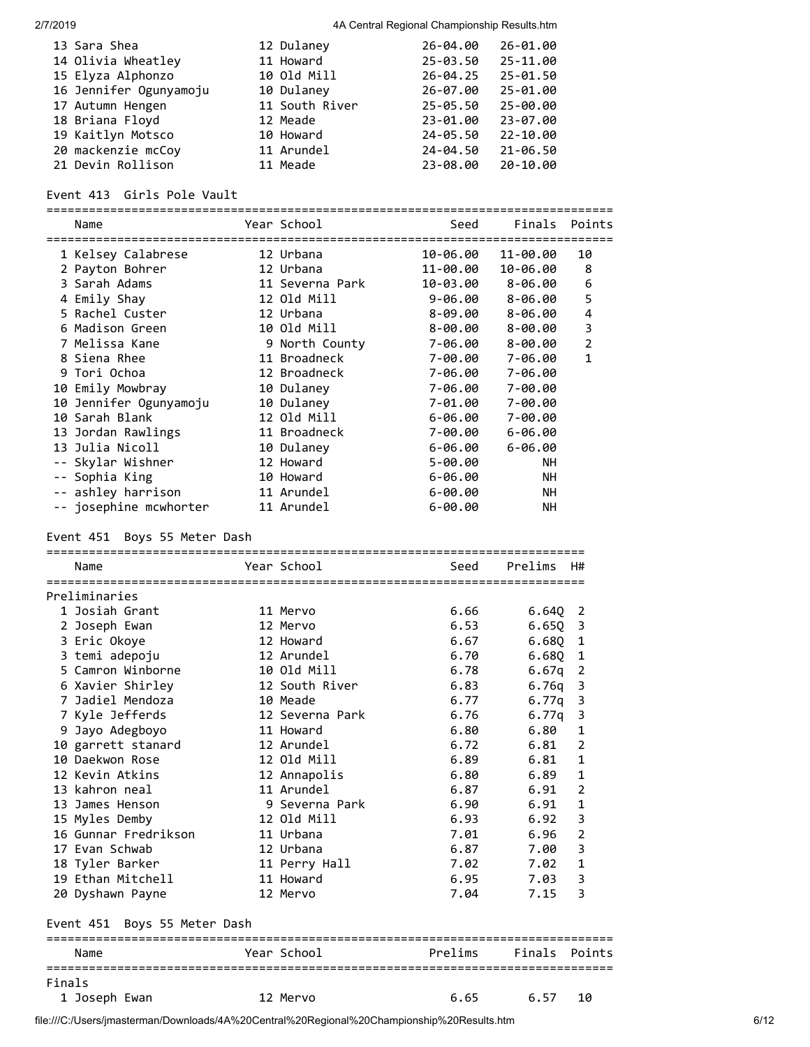| Place | Name | Year | School | Seed | Finals |
|---|---|---|---|---|---|
| 13 | Sara Shea | 12 | Dulaney | 26-04.00 | 26-01.00 |
| 14 | Olivia Wheatley | 11 | Howard | 25-03.50 | 25-11.00 |
| 15 | Elyza Alphonzo | 10 | Old Mill | 26-04.25 | 25-01.50 |
| 16 | Jennifer Ogunyamoju | 10 | Dulaney | 26-07.00 | 25-01.00 |
| 17 | Autumn Hengen | 11 | South River | 25-05.50 | 25-00.00 |
| 18 | Briana Floyd | 12 | Meade | 23-01.00 | 23-07.00 |
| 19 | Kaitlyn Motsco | 10 | Howard | 24-05.50 | 22-10.00 |
| 20 | mackenzie mcCoy | 11 | Arundel | 24-04.50 | 21-06.50 |
| 21 | Devin Rollison | 11 | Meade | 23-08.00 | 20-10.00 |

## Event 413 Girls Pole Vault

| Place | Name | Year | School | Seed | Finals | Points |
|---|---|---|---|---|---|---|
| 1 | Kelsey Calabrese | 12 | Urbana | 10-06.00 | 11-00.00 | 10 |
| 2 | Payton Bohrer | 12 | Urbana | 11-00.00 | 10-06.00 | 8 |
| 3 | Sarah Adams | 11 | Severna Park | 10-03.00 | 8-06.00 | 6 |
| 4 | Emily Shay | 12 | Old Mill | 9-06.00 | 8-06.00 | 5 |
| 5 | Rachel Custer | 12 | Urbana | 8-09.00 | 8-06.00 | 4 |
| 6 | Madison Green | 10 | Old Mill | 8-00.00 | 8-00.00 | 3 |
| 7 | Melissa Kane | 9 | North County | 7-06.00 | 8-00.00 | 2 |
| 8 | Siena Rhee | 11 | Broadneck | 7-00.00 | 7-06.00 | 1 |
| 9 | Tori Ochoa | 12 | Broadneck | 7-06.00 | 7-06.00 | |
| 10 | Emily Mowbray | 10 | Dulaney | 7-06.00 | 7-00.00 | |
| 10 | Jennifer Ogunyamoju | 10 | Dulaney | 7-01.00 | 7-00.00 | |
| 10 | Sarah Blank | 12 | Old Mill | 6-06.00 | 7-00.00 | |
| 13 | Jordan Rawlings | 11 | Broadneck | 7-00.00 | 6-06.00 | |
| 13 | Julia Nicoll | 10 | Dulaney | 6-06.00 | 6-06.00 | |
| -- | Skylar Wishner | 12 | Howard | 5-00.00 | NH | |
| -- | Sophia King | 10 | Howard | 6-06.00 | NH | |
| -- | ashley harrison | 11 | Arundel | 6-00.00 | NH | |
| -- | josephine mcwhorter | 11 | Arundel | 6-00.00 | NH | |

## Event 451 Boys 55 Meter Dash

Preliminaries

| Place | Name | Year | School | Seed | Prelims | H# |
|---|---|---|---|---|---|---|
| 1 | Josiah Grant | 11 | Mervo | 6.66 | 6.64Q | 2 |
| 2 | Joseph Ewan | 12 | Mervo | 6.53 | 6.65Q | 3 |
| 3 | Eric Okoye | 12 | Howard | 6.67 | 6.68Q | 1 |
| 3 | temi adepoju | 12 | Arundel | 6.70 | 6.68Q | 1 |
| 5 | Camron Winborne | 10 | Old Mill | 6.78 | 6.67q | 2 |
| 6 | Xavier Shirley | 12 | South River | 6.83 | 6.76q | 3 |
| 7 | Jadiel Mendoza | 10 | Meade | 6.77 | 6.77q | 3 |
| 7 | Kyle Jefferds | 12 | Severna Park | 6.76 | 6.77q | 3 |
| 9 | Jayo Adegboyo | 11 | Howard | 6.80 | 6.80 | 1 |
| 10 | garrett stanard | 12 | Arundel | 6.72 | 6.81 | 2 |
| 10 | Daekwon Rose | 12 | Old Mill | 6.89 | 6.81 | 1 |
| 12 | Kevin Atkins | 12 | Annapolis | 6.80 | 6.89 | 1 |
| 13 | kahron neal | 11 | Arundel | 6.87 | 6.91 | 2 |
| 13 | James Henson | 9 | Severna Park | 6.90 | 6.91 | 1 |
| 15 | Myles Demby | 12 | Old Mill | 6.93 | 6.92 | 3 |
| 16 | Gunnar Fredrikson | 11 | Urbana | 7.01 | 6.96 | 2 |
| 17 | Evan Schwab | 12 | Urbana | 6.87 | 7.00 | 3 |
| 18 | Tyler Barker | 11 | Perry Hall | 7.02 | 7.02 | 1 |
| 19 | Ethan Mitchell | 11 | Howard | 6.95 | 7.03 | 3 |
| 20 | Dyshawn Payne | 12 | Mervo | 7.04 | 7.15 | 3 |

## Event 451 Boys 55 Meter Dash

Finals

| Place | Name | Year | School | Prelims | Finals | Points |
|---|---|---|---|---|---|---|
| 1 | Joseph Ewan | 12 | Mervo | 6.65 | 6.57 | 10 |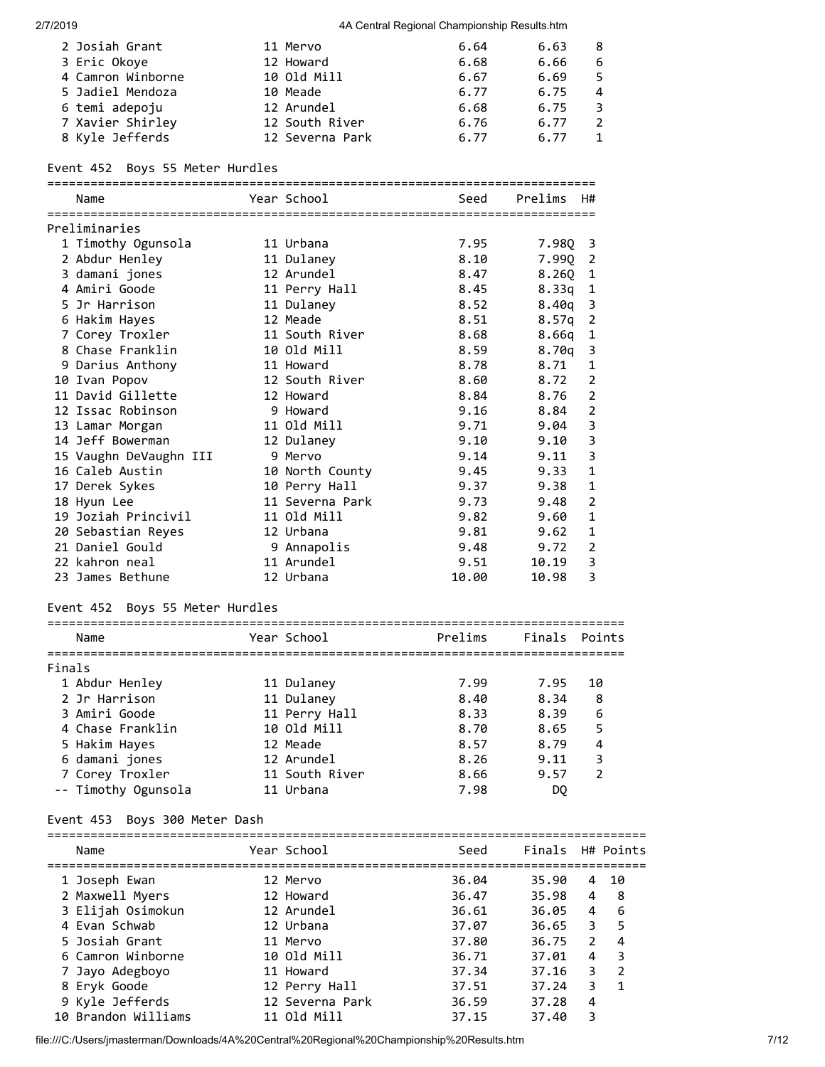| Name | Year | School | Prelims | Finals | Points |
|---|---|---|---|---|---|
| 2 Josiah Grant | 11 | Mervo | 6.64 | 6.63 | 8 |
| 3 Eric Okoye | 12 | Howard | 6.68 | 6.66 | 6 |
| 4 Camron Winborne | 10 | Old Mill | 6.67 | 6.69 | 5 |
| 5 Jadiel Mendoza | 10 | Meade | 6.77 | 6.75 | 4 |
| 6 temi adepoju | 12 | Arundel | 6.68 | 6.75 | 3 |
| 7 Xavier Shirley | 12 | South River | 6.76 | 6.77 | 2 |
| 8 Kyle Jefferds | 12 | Severna Park | 6.77 | 6.77 | 1 |

## Event 452 Boys 55 Meter Hurdles

Preliminaries

| Name | Year | School | Seed | Prelims | H# |
|---|---|---|---|---|---|
| 1 Timothy Ogunsola | 11 | Urbana | 7.95 | 7.98Q | 3 |
| 2 Abdur Henley | 11 | Dulaney | 8.10 | 7.99Q | 2 |
| 3 damani jones | 12 | Arundel | 8.47 | 8.26Q | 1 |
| 4 Amiri Goode | 11 | Perry Hall | 8.45 | 8.33q | 1 |
| 5 Jr Harrison | 11 | Dulaney | 8.52 | 8.40q | 3 |
| 6 Hakim Hayes | 12 | Meade | 8.51 | 8.57q | 2 |
| 7 Corey Troxler | 11 | South River | 8.68 | 8.66q | 1 |
| 8 Chase Franklin | 10 | Old Mill | 8.59 | 8.70q | 3 |
| 9 Darius Anthony | 11 | Howard | 8.78 | 8.71 | 1 |
| 10 Ivan Popov | 12 | South River | 8.60 | 8.72 | 2 |
| 11 David Gillette | 12 | Howard | 8.84 | 8.76 | 2 |
| 12 Issac Robinson | 9 | Howard | 9.16 | 8.84 | 2 |
| 13 Lamar Morgan | 11 | Old Mill | 9.71 | 9.04 | 3 |
| 14 Jeff Bowerman | 12 | Dulaney | 9.10 | 9.10 | 3 |
| 15 Vaughn DeVaughn III | 9 | Mervo | 9.14 | 9.11 | 3 |
| 16 Caleb Austin | 10 | North County | 9.45 | 9.33 | 1 |
| 17 Derek Sykes | 10 | Perry Hall | 9.37 | 9.38 | 1 |
| 18 Hyun Lee | 11 | Severna Park | 9.73 | 9.48 | 2 |
| 19 Joziah Princivil | 11 | Old Mill | 9.82 | 9.60 | 1 |
| 20 Sebastian Reyes | 12 | Urbana | 9.81 | 9.62 | 1 |
| 21 Daniel Gould | 9 | Annapolis | 9.48 | 9.72 | 2 |
| 22 kahron neal | 11 | Arundel | 9.51 | 10.19 | 3 |
| 23 James Bethune | 12 | Urbana | 10.00 | 10.98 | 3 |

## Event 452 Boys 55 Meter Hurdles

Finals

| Name | Year | School | Prelims | Finals | Points |
|---|---|---|---|---|---|
| 1 Abdur Henley | 11 | Dulaney | 7.99 | 7.95 | 10 |
| 2 Jr Harrison | 11 | Dulaney | 8.40 | 8.34 | 8 |
| 3 Amiri Goode | 11 | Perry Hall | 8.33 | 8.39 | 6 |
| 4 Chase Franklin | 10 | Old Mill | 8.70 | 8.65 | 5 |
| 5 Hakim Hayes | 12 | Meade | 8.57 | 8.79 | 4 |
| 6 damani jones | 12 | Arundel | 8.26 | 9.11 | 3 |
| 7 Corey Troxler | 11 | South River | 8.66 | 9.57 | 2 |
| -- Timothy Ogunsola | 11 | Urbana | 7.98 | DQ | |

## Event 453 Boys 300 Meter Dash

| Name | Year | School | Seed | Finals | H# | Points |
|---|---|---|---|---|---|---|
| 1 Joseph Ewan | 12 | Mervo | 36.04 | 35.90 | 4 | 10 |
| 2 Maxwell Myers | 12 | Howard | 36.47 | 35.98 | 4 | 8 |
| 3 Elijah Osimokun | 12 | Arundel | 36.61 | 36.05 | 4 | 6 |
| 4 Evan Schwab | 12 | Urbana | 37.07 | 36.65 | 3 | 5 |
| 5 Josiah Grant | 11 | Mervo | 37.80 | 36.75 | 2 | 4 |
| 6 Camron Winborne | 10 | Old Mill | 36.71 | 37.01 | 4 | 3 |
| 7 Jayo Adegboyo | 11 | Howard | 37.34 | 37.16 | 3 | 2 |
| 8 Eryk Goode | 12 | Perry Hall | 37.51 | 37.24 | 3 | 1 |
| 9 Kyle Jefferds | 12 | Severna Park | 36.59 | 37.28 | 4 | |
| 10 Brandon Williams | 11 | Old Mill | 37.15 | 37.40 | 3 | |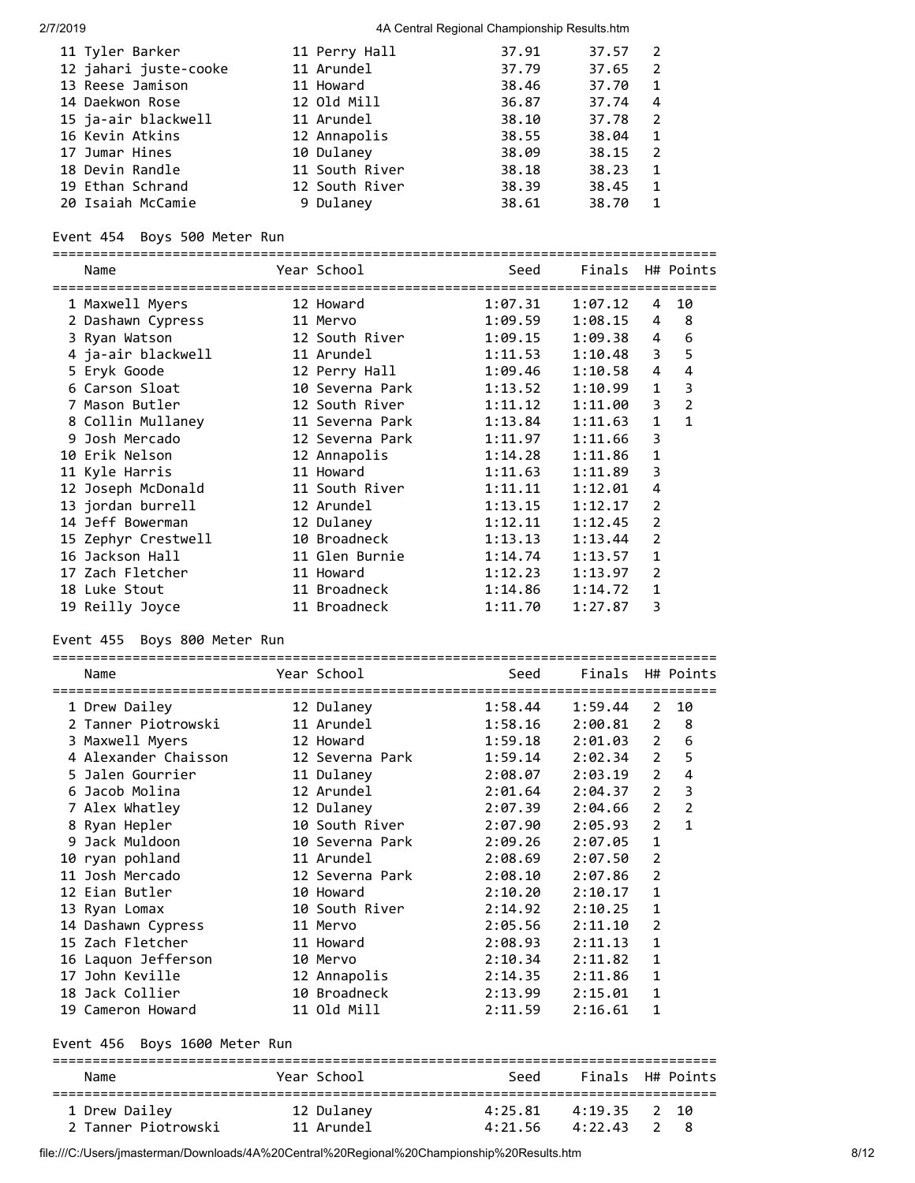| Name | Year | School | Seed | Finals | H# | Points |
|---|---|---|---|---|---|---|
| 11 Tyler Barker | 11 | Perry Hall | 37.91 | 37.57 | 2 | |
| 12 jahari juste-cooke | 11 | Arundel | 37.79 | 37.65 | 2 | |
| 13 Reese Jamison | 11 | Howard | 38.46 | 37.70 | 1 | |
| 14 Daekwon Rose | 12 | Old Mill | 36.87 | 37.74 | 4 | |
| 15 ja-air blackwell | 11 | Arundel | 38.10 | 37.78 | 2 | |
| 16 Kevin Atkins | 12 | Annapolis | 38.55 | 38.04 | 1 | |
| 17 Jumar Hines | 10 | Dulaney | 38.09 | 38.15 | 2 | |
| 18 Devin Randle | 11 | South River | 38.18 | 38.23 | 1 | |
| 19 Ethan Schrand | 12 | South River | 38.39 | 38.45 | 1 | |
| 20 Isaiah McCamie | 9 | Dulaney | 38.61 | 38.70 | 1 | |

Event 454 Boys 500 Meter Run

| Name | Year | School | Seed | Finals | H# | Points |
|---|---|---|---|---|---|---|
| 1 Maxwell Myers | 12 | Howard | 1:07.31 | 1:07.12 | 4 | 10 |
| 2 Dashawn Cypress | 11 | Mervo | 1:09.59 | 1:08.15 | 4 | 8 |
| 3 Ryan Watson | 12 | South River | 1:09.15 | 1:09.38 | 4 | 6 |
| 4 ja-air blackwell | 11 | Arundel | 1:11.53 | 1:10.48 | 3 | 5 |
| 5 Eryk Goode | 12 | Perry Hall | 1:09.46 | 1:10.58 | 4 | 4 |
| 6 Carson Sloat | 10 | Severna Park | 1:13.52 | 1:10.99 | 1 | 3 |
| 7 Mason Butler | 12 | South River | 1:11.12 | 1:11.00 | 3 | 2 |
| 8 Collin Mullaney | 11 | Severna Park | 1:13.84 | 1:11.63 | 1 | 1 |
| 9 Josh Mercado | 12 | Severna Park | 1:11.97 | 1:11.66 | 3 | |
| 10 Erik Nelson | 12 | Annapolis | 1:14.28 | 1:11.86 | 1 | |
| 11 Kyle Harris | 11 | Howard | 1:11.63 | 1:11.89 | 3 | |
| 12 Joseph McDonald | 11 | South River | 1:11.11 | 1:12.01 | 4 | |
| 13 jordan burrell | 12 | Arundel | 1:13.15 | 1:12.17 | 2 | |
| 14 Jeff Bowerman | 12 | Dulaney | 1:12.11 | 1:12.45 | 2 | |
| 15 Zephyr Crestwell | 10 | Broadneck | 1:13.13 | 1:13.44 | 2 | |
| 16 Jackson Hall | 11 | Glen Burnie | 1:14.74 | 1:13.57 | 1 | |
| 17 Zach Fletcher | 11 | Howard | 1:12.23 | 1:13.97 | 2 | |
| 18 Luke Stout | 11 | Broadneck | 1:14.86 | 1:14.72 | 1 | |
| 19 Reilly Joyce | 11 | Broadneck | 1:11.70 | 1:27.87 | 3 | |

Event 455 Boys 800 Meter Run

| Name | Year | School | Seed | Finals | H# | Points |
|---|---|---|---|---|---|---|
| 1 Drew Dailey | 12 | Dulaney | 1:58.44 | 1:59.44 | 2 | 10 |
| 2 Tanner Piotrowski | 11 | Arundel | 1:58.16 | 2:00.81 | 2 | 8 |
| 3 Maxwell Myers | 12 | Howard | 1:59.18 | 2:01.03 | 2 | 6 |
| 4 Alexander Chaisson | 12 | Severna Park | 1:59.14 | 2:02.34 | 2 | 5 |
| 5 Jalen Gourrier | 11 | Dulaney | 2:08.07 | 2:03.19 | 2 | 4 |
| 6 Jacob Molina | 12 | Arundel | 2:01.64 | 2:04.37 | 2 | 3 |
| 7 Alex Whatley | 12 | Dulaney | 2:07.39 | 2:04.66 | 2 | 2 |
| 8 Ryan Hepler | 10 | South River | 2:07.90 | 2:05.93 | 2 | 1 |
| 9 Jack Muldoon | 10 | Severna Park | 2:09.26 | 2:07.05 | 1 | |
| 10 ryan pohland | 11 | Arundel | 2:08.69 | 2:07.50 | 2 | |
| 11 Josh Mercado | 12 | Severna Park | 2:08.10 | 2:07.86 | 2 | |
| 12 Eian Butler | 10 | Howard | 2:10.20 | 2:10.17 | 1 | |
| 13 Ryan Lomax | 10 | South River | 2:14.92 | 2:10.25 | 1 | |
| 14 Dashawn Cypress | 11 | Mervo | 2:05.56 | 2:11.10 | 2 | |
| 15 Zach Fletcher | 11 | Howard | 2:08.93 | 2:11.13 | 1 | |
| 16 Laquon Jefferson | 10 | Mervo | 2:10.34 | 2:11.82 | 1 | |
| 17 John Keville | 12 | Annapolis | 2:14.35 | 2:11.86 | 1 | |
| 18 Jack Collier | 10 | Broadneck | 2:13.99 | 2:15.01 | 1 | |
| 19 Cameron Howard | 11 | Old Mill | 2:11.59 | 2:16.61 | 1 | |

Event 456 Boys 1600 Meter Run

| Name | Year | School | Seed | Finals | H# | Points |
|---|---|---|---|---|---|---|
| 1 Drew Dailey | 12 | Dulaney | 4:25.81 | 4:19.35 | 2 | 10 |
| 2 Tanner Piotrowski | 11 | Arundel | 4:21.56 | 4:22.43 | 2 | 8 |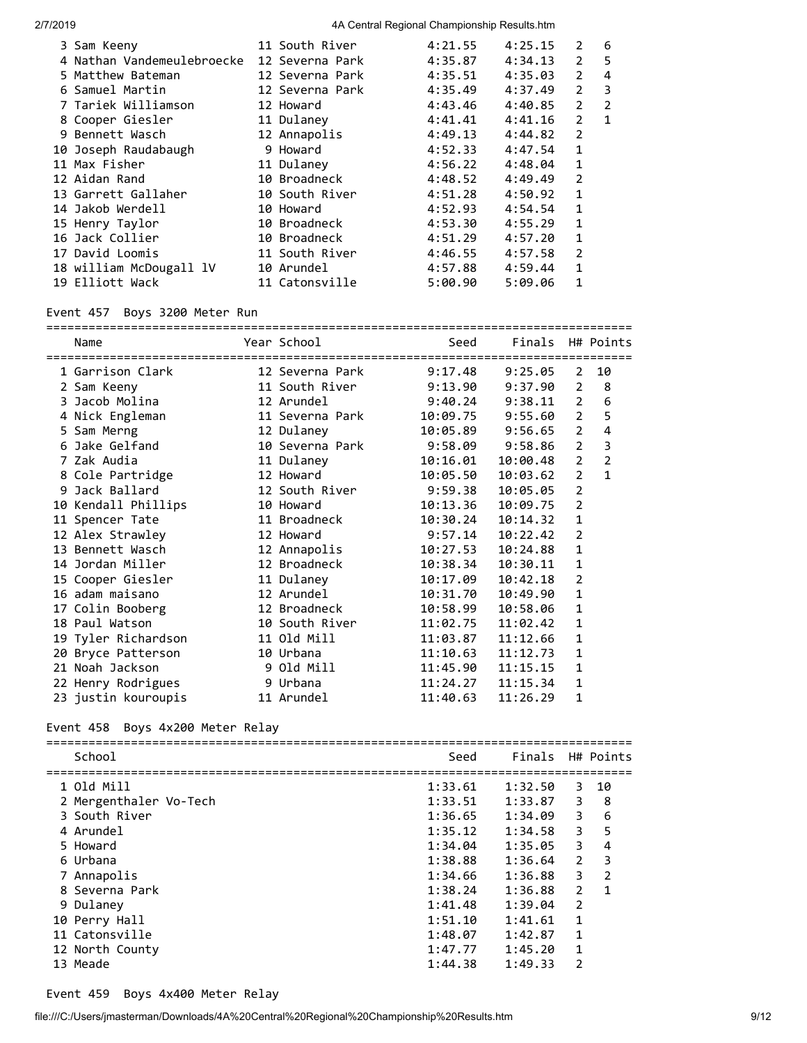| | Name | Year | School | Seed | Finals | H# | Points |
|---|---|---|---|---|---|---|---|
| 3 | Sam Keeny | 11 | South River | 4:21.55 | 4:25.15 | 2 | 6 |
| 4 | Nathan Vandemeulebroecke | 12 | Severna Park | 4:35.87 | 4:34.13 | 2 | 5 |
| 5 | Matthew Bateman | 12 | Severna Park | 4:35.51 | 4:35.03 | 2 | 4 |
| 6 | Samuel Martin | 12 | Severna Park | 4:35.49 | 4:37.49 | 2 | 3 |
| 7 | Tariek Williamson | 12 | Howard | 4:43.46 | 4:40.85 | 2 | 2 |
| 8 | Cooper Giesler | 11 | Dulaney | 4:41.41 | 4:41.16 | 2 | 1 |
| 9 | Bennett Wasch | 12 | Annapolis | 4:49.13 | 4:44.82 | 2 | |
| 10 | Joseph Raudabaugh | 9 | Howard | 4:52.33 | 4:47.54 | 1 | |
| 11 | Max Fisher | 11 | Dulaney | 4:56.22 | 4:48.04 | 1 | |
| 12 | Aidan Rand | 10 | Broadneck | 4:48.52 | 4:49.49 | 2 | |
| 13 | Garrett Gallaher | 10 | South River | 4:51.28 | 4:50.92 | 1 | |
| 14 | Jakob Werdell | 10 | Howard | 4:52.93 | 4:54.54 | 1 | |
| 15 | Henry Taylor | 10 | Broadneck | 4:53.30 | 4:55.29 | 1 | |
| 16 | Jack Collier | 10 | Broadneck | 4:51.29 | 4:57.20 | 1 | |
| 17 | David Loomis | 11 | South River | 4:46.55 | 4:57.58 | 2 | |
| 18 | william McDougall lV | 10 | Arundel | 4:57.88 | 4:59.44 | 1 | |
| 19 | Elliott Wack | 11 | Catonsville | 5:00.90 | 5:09.06 | 1 | |

## Event 457 Boys 3200 Meter Run

| | Name | Year | School | Seed | Finals | H# | Points |
|---|---|---|---|---|---|---|---|
| 1 | Garrison Clark | 12 | Severna Park | 9:17.48 | 9:25.05 | 2 | 10 |
| 2 | Sam Keeny | 11 | South River | 9:13.90 | 9:37.90 | 2 | 8 |
| 3 | Jacob Molina | 12 | Arundel | 9:40.24 | 9:38.11 | 2 | 6 |
| 4 | Nick Engleman | 11 | Severna Park | 10:09.75 | 9:55.60 | 2 | 5 |
| 5 | Sam Merng | 12 | Dulaney | 10:05.89 | 9:56.65 | 2 | 4 |
| 6 | Jake Gelfand | 10 | Severna Park | 9:58.09 | 9:58.86 | 2 | 3 |
| 7 | Zak Audia | 11 | Dulaney | 10:16.01 | 10:00.48 | 2 | 2 |
| 8 | Cole Partridge | 12 | Howard | 10:05.50 | 10:03.62 | 2 | 1 |
| 9 | Jack Ballard | 12 | South River | 9:59.38 | 10:05.05 | 2 | |
| 10 | Kendall Phillips | 10 | Howard | 10:13.36 | 10:09.75 | 2 | |
| 11 | Spencer Tate | 11 | Broadneck | 10:30.24 | 10:14.32 | 1 | |
| 12 | Alex Strawley | 12 | Howard | 9:57.14 | 10:22.42 | 2 | |
| 13 | Bennett Wasch | 12 | Annapolis | 10:27.53 | 10:24.88 | 1 | |
| 14 | Jordan Miller | 12 | Broadneck | 10:38.34 | 10:30.11 | 1 | |
| 15 | Cooper Giesler | 11 | Dulaney | 10:17.09 | 10:42.18 | 2 | |
| 16 | adam maisano | 12 | Arundel | 10:31.70 | 10:49.90 | 1 | |
| 17 | Colin Booberg | 12 | Broadneck | 10:58.99 | 10:58.06 | 1 | |
| 18 | Paul Watson | 10 | South River | 11:02.75 | 11:02.42 | 1 | |
| 19 | Tyler Richardson | 11 | Old Mill | 11:03.87 | 11:12.66 | 1 | |
| 20 | Bryce Patterson | 10 | Urbana | 11:10.63 | 11:12.73 | 1 | |
| 21 | Noah Jackson | 9 | Old Mill | 11:45.90 | 11:15.15 | 1 | |
| 22 | Henry Rodrigues | 9 | Urbana | 11:24.27 | 11:15.34 | 1 | |
| 23 | justin kouroupis | 11 | Arundel | 11:40.63 | 11:26.29 | 1 | |

## Event 458 Boys 4x200 Meter Relay

| | School | Seed | Finals | H# | Points |
|---|---|---|---|---|---|
| 1 | Old Mill | 1:33.61 | 1:32.50 | 3 | 10 |
| 2 | Mergenthaler Vo-Tech | 1:33.51 | 1:33.87 | 3 | 8 |
| 3 | South River | 1:36.65 | 1:34.09 | 3 | 6 |
| 4 | Arundel | 1:35.12 | 1:34.58 | 3 | 5 |
| 5 | Howard | 1:34.04 | 1:35.05 | 3 | 4 |
| 6 | Urbana | 1:38.88 | 1:36.64 | 2 | 3 |
| 7 | Annapolis | 1:34.66 | 1:36.88 | 3 | 2 |
| 8 | Severna Park | 1:38.24 | 1:36.88 | 2 | 1 |
| 9 | Dulaney | 1:41.48 | 1:39.04 | 2 | |
| 10 | Perry Hall | 1:51.10 | 1:41.61 | 1 | |
| 11 | Catonsville | 1:48.07 | 1:42.87 | 1 | |
| 12 | North County | 1:47.77 | 1:45.20 | 1 | |
| 13 | Meade | 1:44.38 | 1:49.33 | 2 | |

## Event 459 Boys 4x400 Meter Relay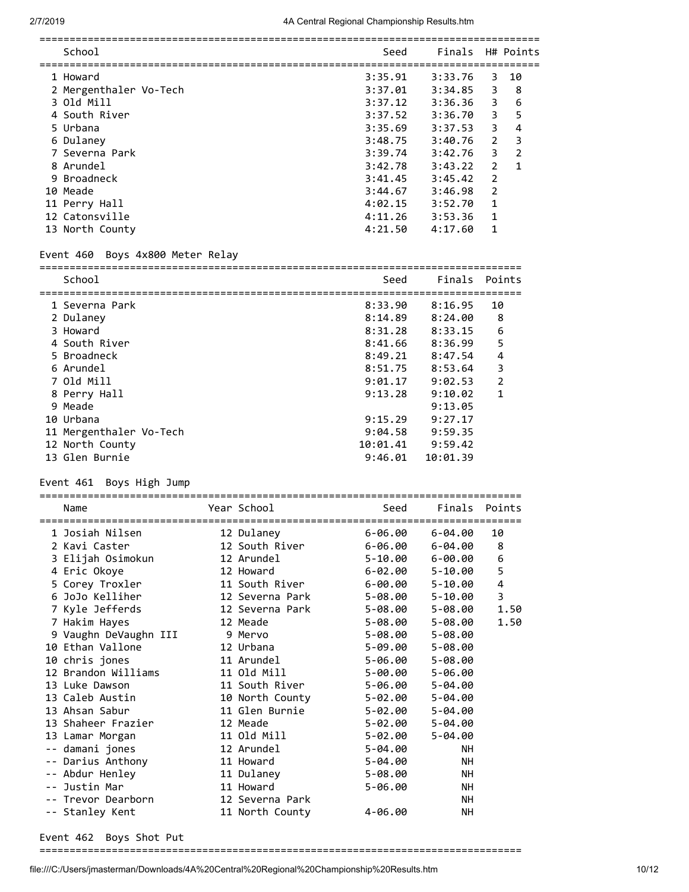| Place | School | Seed | Finals | H# | Points |
|---|---|---|---|---|---|
| 1 | Howard | 3:35.91 | 3:33.76 | 3 | 10 |
| 2 | Mergenthaler Vo-Tech | 3:37.01 | 3:34.85 | 3 | 8 |
| 3 | Old Mill | 3:37.12 | 3:36.36 | 3 | 6 |
| 4 | South River | 3:37.52 | 3:36.70 | 3 | 5 |
| 5 | Urbana | 3:35.69 | 3:37.53 | 3 | 4 |
| 6 | Dulaney | 3:48.75 | 3:40.76 | 2 | 3 |
| 7 | Severna Park | 3:39.74 | 3:42.76 | 3 | 2 |
| 8 | Arundel | 3:42.78 | 3:43.22 | 2 | 1 |
| 9 | Broadneck | 3:41.45 | 3:45.42 | 2 | |
| 10 | Meade | 3:44.67 | 3:46.98 | 2 | |
| 11 | Perry Hall | 4:02.15 | 3:52.70 | 1 | |
| 12 | Catonsville | 4:11.26 | 3:53.36 | 1 | |
| 13 | North County | 4:21.50 | 4:17.60 | 1 | |

## Event 460 Boys 4x800 Meter Relay

| Place | School | Seed | Finals | Points |
|---|---|---|---|---|
| 1 | Severna Park | 8:33.90 | 8:16.95 | 10 |
| 2 | Dulaney | 8:14.89 | 8:24.00 | 8 |
| 3 | Howard | 8:31.28 | 8:33.15 | 6 |
| 4 | South River | 8:41.66 | 8:36.99 | 5 |
| 5 | Broadneck | 8:49.21 | 8:47.54 | 4 |
| 6 | Arundel | 8:51.75 | 8:53.64 | 3 |
| 7 | Old Mill | 9:01.17 | 9:02.53 | 2 |
| 8 | Perry Hall | 9:13.28 | 9:10.02 | 1 |
| 9 | Meade | | 9:13.05 | |
| 10 | Urbana | 9:15.29 | 9:27.17 | |
| 11 | Mergenthaler Vo-Tech | 9:04.58 | 9:59.35 | |
| 12 | North County | 10:01.41 | 9:59.42 | |
| 13 | Glen Burnie | 9:46.01 | 10:01.39 | |

## Event 461 Boys High Jump

| Place | Name | Year | School | Seed | Finals | Points |
|---|---|---|---|---|---|---|
| 1 | Josiah Nilsen | 12 | Dulaney | 6-06.00 | 6-04.00 | 10 |
| 2 | Kavi Caster | 12 | South River | 6-06.00 | 6-04.00 | 8 |
| 3 | Elijah Osimokun | 12 | Arundel | 5-10.00 | 6-00.00 | 6 |
| 4 | Eric Okoye | 12 | Howard | 6-02.00 | 5-10.00 | 5 |
| 5 | Corey Troxler | 11 | South River | 6-00.00 | 5-10.00 | 4 |
| 6 | JoJo Kelliher | 12 | Severna Park | 5-08.00 | 5-10.00 | 3 |
| 7 | Kyle Jefferds | 12 | Severna Park | 5-08.00 | 5-08.00 | 1.50 |
| 7 | Hakim Hayes | 12 | Meade | 5-08.00 | 5-08.00 | 1.50 |
| 9 | Vaughn DeVaughn III | 9 | Mervo | 5-08.00 | 5-08.00 | |
| 10 | Ethan Vallone | 12 | Urbana | 5-09.00 | 5-08.00 | |
| 10 | chris jones | 11 | Arundel | 5-06.00 | 5-08.00 | |
| 12 | Brandon Williams | 11 | Old Mill | 5-00.00 | 5-06.00 | |
| 13 | Luke Dawson | 11 | South River | 5-06.00 | 5-04.00 | |
| 13 | Caleb Austin | 10 | North County | 5-02.00 | 5-04.00 | |
| 13 | Ahsan Sabur | 11 | Glen Burnie | 5-02.00 | 5-04.00 | |
| 13 | Shaheer Frazier | 12 | Meade | 5-02.00 | 5-04.00 | |
| 13 | Lamar Morgan | 11 | Old Mill | 5-02.00 | 5-04.00 | |
| -- | damani jones | 12 | Arundel | 5-04.00 | NH | |
| -- | Darius Anthony | 11 | Howard | 5-04.00 | NH | |
| -- | Abdur Henley | 11 | Dulaney | 5-08.00 | NH | |
| -- | Justin Mar | 11 | Howard | 5-06.00 | NH | |
| -- | Trevor Dearborn | 12 | Severna Park | | NH | |
| -- | Stanley Kent | 11 | North County | 4-06.00 | NH | |

## Event 462 Boys Shot Put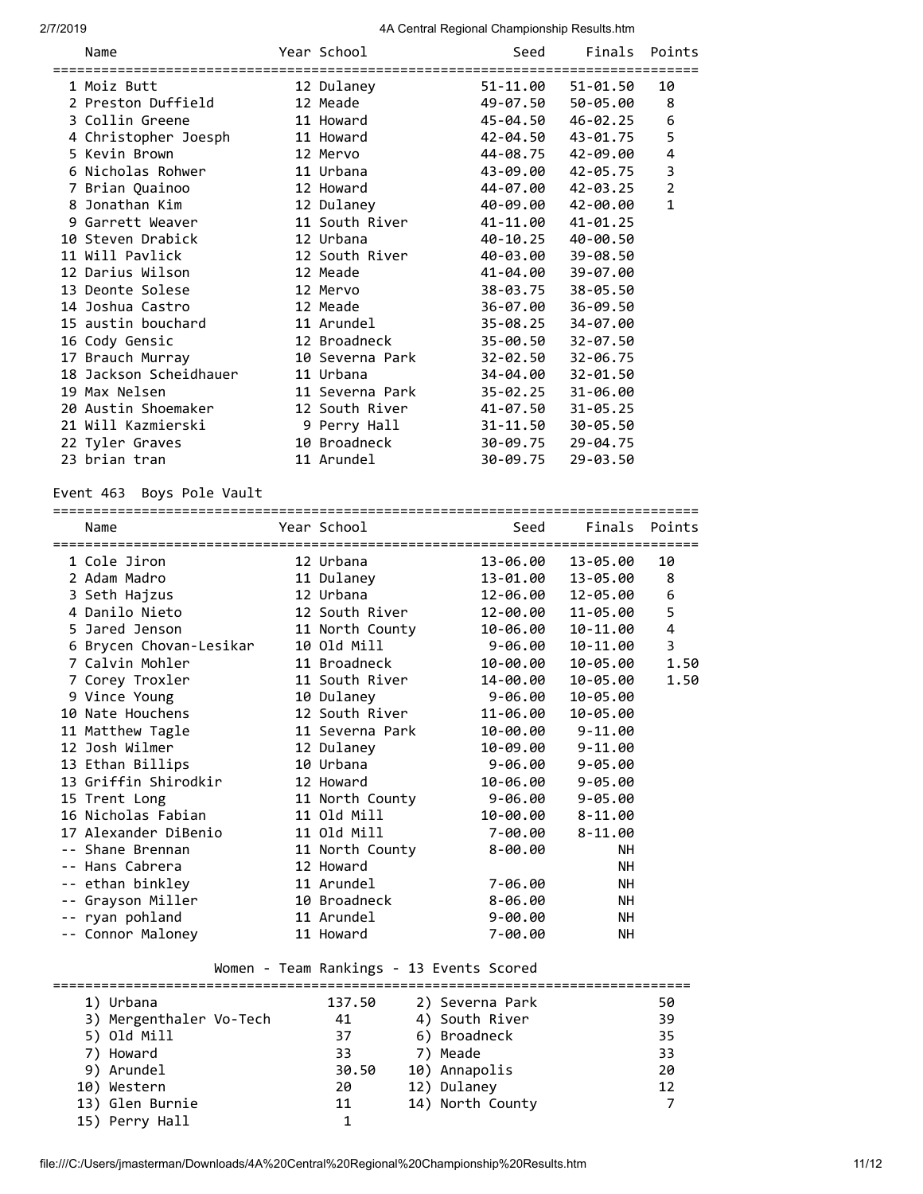| Name | Year | School | Seed | Finals | Points |
|---|---|---|---|---|---|
| 1 Moiz Butt | 12 | Dulaney | 51-11.00 | 51-01.50 | 10 |
| 2 Preston Duffield | 12 | Meade | 49-07.50 | 50-05.00 | 8 |
| 3 Collin Greene | 11 | Howard | 45-04.50 | 46-02.25 | 6 |
| 4 Christopher Joesph | 11 | Howard | 42-04.50 | 43-01.75 | 5 |
| 5 Kevin Brown | 12 | Mervo | 44-08.75 | 42-09.00 | 4 |
| 6 Nicholas Rohwer | 11 | Urbana | 43-09.00 | 42-05.75 | 3 |
| 7 Brian Quainoo | 12 | Howard | 44-07.00 | 42-03.25 | 2 |
| 8 Jonathan Kim | 12 | Dulaney | 40-09.00 | 42-00.00 | 1 |
| 9 Garrett Weaver | 11 | South River | 41-11.00 | 41-01.25 | |
| 10 Steven Drabick | 12 | Urbana | 40-10.25 | 40-00.50 | |
| 11 Will Pavlick | 12 | South River | 40-03.00 | 39-08.50 | |
| 12 Darius Wilson | 12 | Meade | 41-04.00 | 39-07.00 | |
| 13 Deonte Solese | 12 | Mervo | 38-03.75 | 38-05.50 | |
| 14 Joshua Castro | 12 | Meade | 36-07.00 | 36-09.50 | |
| 15 austin bouchard | 11 | Arundel | 35-08.25 | 34-07.00 | |
| 16 Cody Gensic | 12 | Broadneck | 35-00.50 | 32-07.50 | |
| 17 Brauch Murray | 10 | Severna Park | 32-02.50 | 32-06.75 | |
| 18 Jackson Scheidhauer | 11 | Urbana | 34-04.00 | 32-01.50 | |
| 19 Max Nelsen | 11 | Severna Park | 35-02.25 | 31-06.00 | |
| 20 Austin Shoemaker | 12 | South River | 41-07.50 | 31-05.25 | |
| 21 Will Kazmierski | 9 | Perry Hall | 31-11.50 | 30-05.50 | |
| 22 Tyler Graves | 10 | Broadneck | 30-09.75 | 29-04.75 | |
| 23 brian tran | 11 | Arundel | 30-09.75 | 29-03.50 | |

## Event 463 Boys Pole Vault

| Name | Year | School | Seed | Finals | Points |
|---|---|---|---|---|---|
| 1 Cole Jiron | 12 | Urbana | 13-06.00 | 13-05.00 | 10 |
| 2 Adam Madro | 11 | Dulaney | 13-01.00 | 13-05.00 | 8 |
| 3 Seth Hajzus | 12 | Urbana | 12-06.00 | 12-05.00 | 6 |
| 4 Danilo Nieto | 12 | South River | 12-00.00 | 11-05.00 | 5 |
| 5 Jared Jenson | 11 | North County | 10-06.00 | 10-11.00 | 4 |
| 6 Brycen Chovan-Lesikar | 10 | Old Mill | 9-06.00 | 10-11.00 | 3 |
| 7 Calvin Mohler | 11 | Broadneck | 10-00.00 | 10-05.00 | 1.50 |
| 7 Corey Troxler | 11 | South River | 14-00.00 | 10-05.00 | 1.50 |
| 9 Vince Young | 10 | Dulaney | 9-06.00 | 10-05.00 | |
| 10 Nate Houchens | 12 | South River | 11-06.00 | 10-05.00 | |
| 11 Matthew Tagle | 11 | Severna Park | 10-00.00 | 9-11.00 | |
| 12 Josh Wilmer | 12 | Dulaney | 10-09.00 | 9-11.00 | |
| 13 Ethan Billips | 10 | Urbana | 9-06.00 | 9-05.00 | |
| 13 Griffin Shirodkir | 12 | Howard | 10-06.00 | 9-05.00 | |
| 15 Trent Long | 11 | North County | 9-06.00 | 9-05.00 | |
| 16 Nicholas Fabian | 11 | Old Mill | 10-00.00 | 8-11.00 | |
| 17 Alexander DiBenio | 11 | Old Mill | 7-00.00 | 8-11.00 | |
| -- Shane Brennan | 11 | North County | 8-00.00 | NH | |
| -- Hans Cabrera | 12 | Howard | | NH | |
| -- ethan binkley | 11 | Arundel | 7-06.00 | NH | |
| -- Grayson Miller | 10 | Broadneck | 8-06.00 | NH | |
| -- ryan pohland | 11 | Arundel | 9-00.00 | NH | |
| -- Connor Maloney | 11 | Howard | 7-00.00 | NH | |

## Women - Team Rankings - 13 Events Scored

| Rank | Team | Points | Rank | Team | Points |
|---|---|---|---|---|---|
| 1) | Urbana | 137.50 | 2) | Severna Park | 50 |
| 3) | Mergenthaler Vo-Tech | 41 | 4) | South River | 39 |
| 5) | Old Mill | 37 | 6) | Broadneck | 35 |
| 7) | Howard | 33 | 7) | Meade | 33 |
| 9) | Arundel | 30.50 | 10) | Annapolis | 20 |
| 10) | Western | 20 | 12) | Dulaney | 12 |
| 13) | Glen Burnie | 11 | 14) | North County | 7 |
| 15) | Perry Hall | 1 | | | |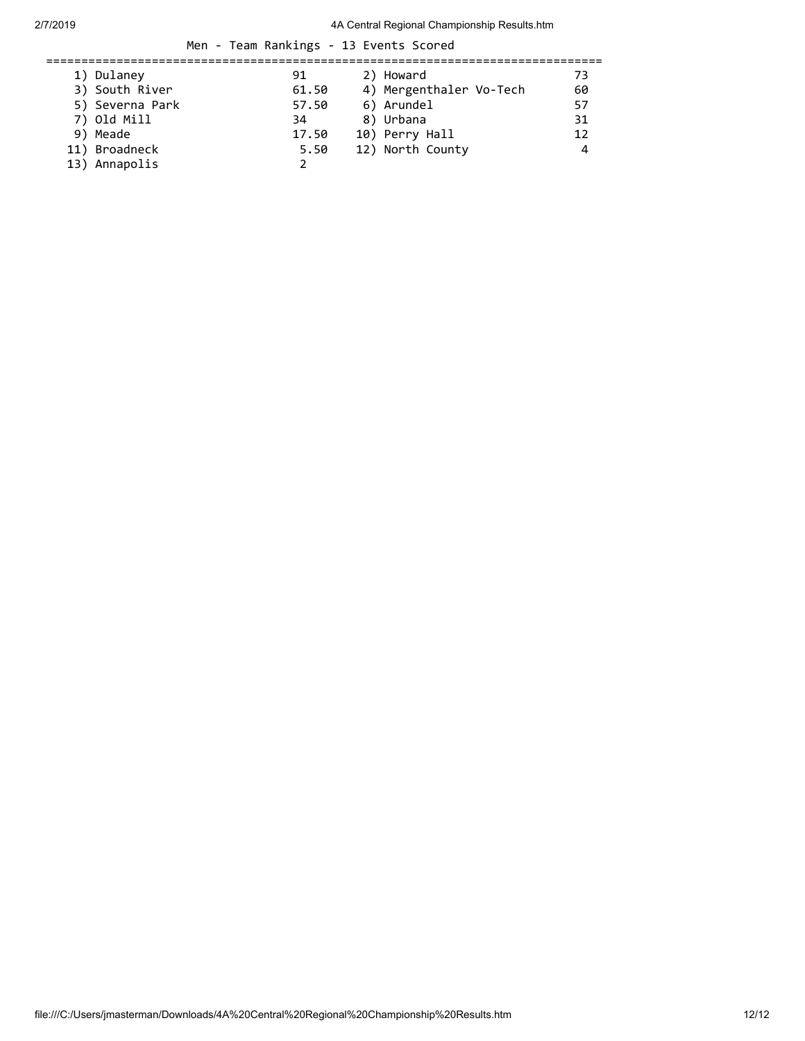## Men - Team Rankings - 13 Events Scored

| | | | |
|---|---|---|---|
| 1) Dulaney | 91 | 2) Howard | 73 |
| 3) South River | 61.50 | 4) Mergenthaler Vo-Tech | 60 |
| 5) Severna Park | 57.50 | 6) Arundel | 57 |
| 7) Old Mill | 34 | 8) Urbana | 31 |
| 9) Meade | 17.50 | 10) Perry Hall | 12 |
| 11) Broadneck | 5.50 | 12) North County | 4 |
| 13) Annapolis | 2 | | |